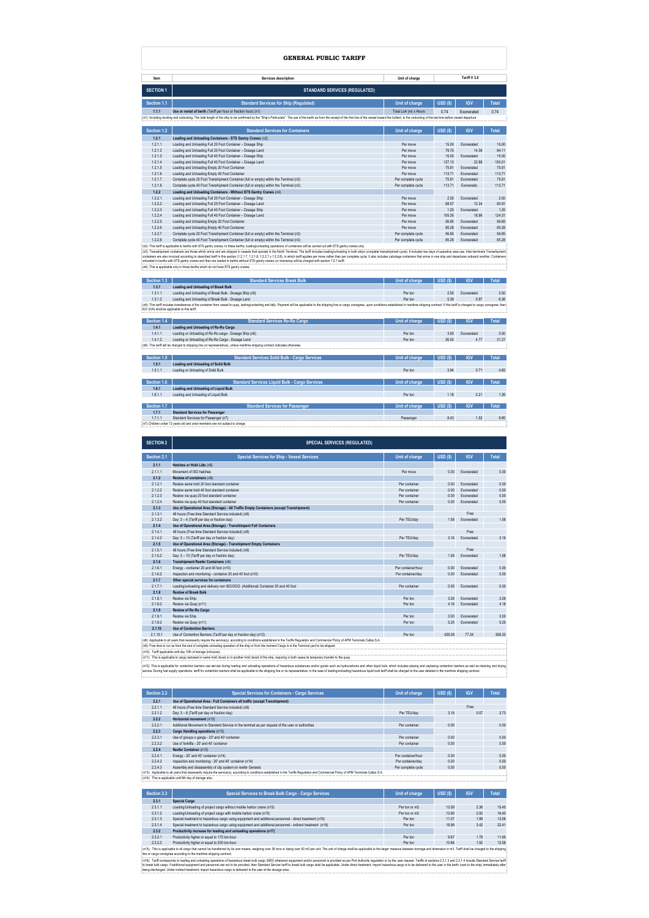# GENERAL PUBLIC TARIFF

| Item | Services description | Unit of charge | Tariff V 3.0 | | |
|---|---|---|---|---|---|
| **SECTION 1** | **STANDARD SERVICES (REGULATED)** | | | | |

| Section 1.1 | Standard Services for Ship (Regulated) | Unit of charge | USD ($) | IGV | Total |
|---|---|---|---|---|---|
| 1.1.1 | Use or rental of berth (Tariff per hour or fraction hour) (n1) | Total LoA (m) x Hours | 0.74 | Exonerated | 0.74 |

(n1): Including docking and undocking. The total length of the ship to be confirmed by the "Ship's Particulars". The use of the berth as from the receipt of the first line of the vessel toward the bollard, to the undocking of the last line before vessel departure.

| Section 1.2 | Standard Services for Containers | Unit of charge | USD ($) | IGV | Total |
|---|---|---|---|---|---|
| 1.2.1 | Loading and Unloading Containers - STS Gantry Cranes (n2) | | | | |
| 1.2.1.1 | Loading and Unloading Full 20 Foot Container – Dosage Ship | Per move | 15.00 | Exonerated | 15.00 |
| 1.2.1.2 | Loading and Unloading Full 20 Foot Container – Dosage Land | Per move | 79.75 | 14.36 | 94.11 |
| 1.2.1.3 | Loading and Unloading Full 40 Foot Container – Dosage Ship | Per move | 15.00 | Exonerated | 15.00 |
| 1.2.1.4 | Loading and Unloading Full 40 Foot Container – Dosage Land | Per move | 127.13 | 22.88 | 150.01 |
| 1.2.1.5 | Loading and Unloading Empty 20 Foot Container | Per move | 75.81 | Exonerated | 75.81 |
| 1.2.1.6 | Loading and Unloading Empty 40 Foot Container | Per move | 113.71 | Exonerated | 113.71 |
| 1.2.1.7 | Complete cycle 20 Foot Transhipment Container (full or empty) within the Terminal (n3) | Per complete cycle | 75.81 | Exonerated | 75.81 |
| 1.2.1.8 | Complete cycle 40 Foot Transhipment Container (full or empty) within the Terminal (n3) | Per complete cycle | 113.71 | Exonerado | 113.71 |
| 1.2.2 | Loading and Unloading Containers - Without STS Gantry Cranes (n4) | | | | |
| 1.2.2.1 | Loading and Unloading Full 20 Foot Container – Dosage Ship | Per move | 2.50 | Exonerated | 2.50 |
| 1.2.2.2 | Loading and Unloading Full 20 Foot Container – Dosage Land | Per move | 68.57 | 12.34 | 80.91 |
| 1.2.2.3 | Loading and Unloading Full 40 Foot Container – Dosage Ship | Per move | 1.25 | Exonerated | 1.25 |
| 1.2.2.4 | Loading and Unloading Full 40 Foot Container – Dosage Land | Per move | 105.35 | 18.96 | 124.31 |
| 1.2.2.5 | Loading and Unloading Empty 20 Foot Container | Per move | 56.85 | Exonerated | 56.85 |
| 1.2.2.6 | Loading and Unloading Empty 40 Foot Container | Per move | 85.28 | Exonerated | 85.28 |
| 1.2.2.7 | Complete cycle 20 Foot Transhipment Container (full or empty) within the Terminal (n3) | Per complete cycle | 56.85 | Exonerated | 56.85 |
| 1.2.2.8 | Complete cycle 40 Foot Transhipment Container (full or empty) within the Terminal (n3) | Per complete cycle | 85.28 | Exonerated | 85.28 |

(n2): This tariff is applicable to berths with STS gantry cranes. In these berths, loading/unloading operations of containers will be carried out with STS gantry cranes only.

(n3): Transhipment containers are those which arrive and are shipped in vessels that operate in the North Terminal. The tariff includes loading/unloading in both ships (complete transhipment cycle). It includes two days of operative area use. Inter-terminals Transhipment containers are also invoiced according to described tariff in this section (1.2.1.7, 1.2.1.8, 1.2.2.7 y 1.2.2.8), in which tariff applies per move rather than per complete cycle. It also includes cabotage containers that arrive in one ship and departures onboard another. Containers unloaded in berths with STS gantry cranes and then are loaded in berths without STS gantry cranes (or viceversa) will be charged with section 1.2.1 tariff.

(n4): This is applicable only in those berths which do not have STS gantry cranes.

| Section 1.3 | Standard Services Break Bulk | Unit of charge | USD ($) | IGV | Total |
|---|---|---|---|---|---|
| 1.3.1 | Loading and Unloading of Break Bulk | | | | |
| 1.3.1.1 | Loading and Unloading of Break Bulk - Dosage Ship (n5) | Per ton | 2.50 | Exonerated | 2.50 |
| 1.3.1.2 | Loading and Unloading of Break Bulk - Dosage Land | Per ton | 5.39 | 0.97 | 6.36 |

(n5): This tariff includes transference of the container from vessel to quay, lashing/unlashing and tally. Payment will be applicable to the shipping line or cargo consignee, upon conditions established in maritime shipping contract. If this tariff is charged to cargo consignee, then IGV (VAT) shall be applicable to this tariff.

| Section 1.4 | Standard Services Ro-Ro Cargo | Unit of charge | USD ($) | IGV | Total |
|---|---|---|---|---|---|
| 1.4.1 | Loading and Unloading of Ro-Ro Cargo | | | | |
| 1.4.1.1 | Loading or Unloading of Ro-Ro cargo - Dosage Ship (n6) | Per ton | 3.50 | Exonerated | 3.50 |
| 1.4.1.2 | Loading or Unloading of Ro-Ro Cargo - Dosage Land | Per ton | 26.50 | 4.77 | 31.27 |

(n6): This tariff will be charged to shipping line (or representative), unless maritime shipping contract indicates otherwise.

| Section 1.5 | Standard Services Solid Bulk - Cargo Services | Unit of charge | USD ($) | IGV | Total |
|---|---|---|---|---|---|
| 1.5.1 | Loading and Unloading of Solid Bulk | | | | |
| 1.5.1.1 | Loading or Unloading of Solid Bulk | Per ton | 3.94 | 0.71 | 4.65 |

| Section 1.6 | Standard Services Liquid Bulk - Cargo Services | Unit of charge | USD ($) | IGV | Total |
|---|---|---|---|---|---|
| 1.6.1 | Loading and Unloading of Liquid Bulk | | | | |
| 1.6.1.1 | Loading and Unloading of Liquid Bulk | Per ton | 1.18 | 0.21 | 1.39 |

| Section 1.7 | Standard Services for Passenger | Unit of charge | USD ($) | IGV | Total |
|---|---|---|---|---|---|
| 1.7.1 | Standard Services for Passenger | | | | |
| 1.7.1.1 | Standard Services for Passenger (n7) | Passenger | 8.43 | 1.52 | 9.95 |

(n7) Children under 12 years old and crew members are not subject to charge.

| **SECTION 2** | **SPECIAL SERVICES (REGULATED)** | | | | |
|---|---|---|---|---|---|

| Section 2.1 | Special Services for Ship - Vessel Services | Unit of charge | USD ($) | IGV | Total |
|---|---|---|---|---|---|
| 2.1.1 | Hatches or Hold Lids (n8) | | | | |
| 2.1.1.1 | Movement of ISO hatches | Per move | 0.00 | Exonerated | 0.00 |
| 2.1.2 | Restow of containers (n8) | | | | |
| 2.1.2.1 | Restow same hold 20 foot standard container | Per container | 0.00 | Exonerated | 0.00 |
| 2.1.2.2 | Restow same hold 40 foot standard container | Per container | 0.00 | Exonerated | 0.00 |
| 2.1.2.3 | Restow via quay 20 foot standard container | Per container | 0.00 | Exonerated | 0.00 |
| 2.1.2.4 | Restow via quay 40 foot standard container | Per container | 0.00 | Exonerated | 0.00 |
| 2.1.3 | Use of Operational Area (Storage) - All Traffic Empty Containers (except Transhipment) | | | | |
| 2.1.3.1 | 48 hours (Free time Standard Service included) (n9) | | | Free | |
| 2.1.3.2 | Day: 3 – 6 (Tariff per day or fraction day) | Per TEU/day | 1.58 | Exonerated | 1.58 |
| 2.1.4 | Use of Operational Area (Storage) - Transhipment Full Containers | | | | |
| 2.1.4.1 | 48 hours (Free time Standard Service included) (n9) | | | Free | |
| 2.1.4.2 | Day: 3 – 10 (Tariff per day or fraction day) | Per TEU/day | 3.16 | Exonerated | 3.16 |
| 2.1.5 | Use of Operational Area (Storage) - Transhipment Empty Containers | | | | |
| 2.1.5.1 | 48 hours (Free time Standard Service included) (n9) | | | Free | |
| 2.1.5.2 | Day: 3 – 10 (Tariff per day or fraction day) | Per TEU/day | 1.58 | Exonerated | 1.58 |
| 2.1.6 | Transhipment Reefer Containers (n8) | | | | |
| 2.1.6.1 | Energy - container 20 and 40 foot (n10) | Per container/hour | 0.00 | Exonerated | 0.00 |
| 2.1.6.2 | Inspection and monitoring - container 20 and 40 foot (n10) | Per container/day | 0.00 | Exonerated | 0.00 |
| 2.1.7 | Other special services for containers | | | | |
| 2.1.7.1 | Loading/unloading and delivery non ISO/OOG (Additional) Container 20 and 40 foot | Per container | 0.00 | Exonerated | 0.00 |
| 2.1.8 | Restow of Break Bulk | | | | |
| 2.1.8.1 | Restow via Ship | Per ton | 3.28 | Exonerated | 3.28 |
| 2.1.8.2 | Restow via Quay (n11) | Per ton | 4.18 | Exonerated | 4.18 |
| 2.1.9 | Restow of Ro-Ro Cargo | | | | |
| 2.1.9.1 | Restow via Ship | Per ton | 3.00 | Exonerated | 3.00 |
| 2.1.9.2 | Restow via Quay (n11) | Per ton | 5.25 | Exonerated | 5.25 |
| 2.1.10 | Use of Contention Barriers | | | | |
| 2.1.10.1 | Use of Contention Barriers (Tariff per day or fraction day) (n12) | Per ton | 429.09 | 77.24 | 506.33 |

(n8): Applicable to all users that necessarily require the service(s), according to conditions established in the Tariffs Regulation and Commercial Policy of APM Terminals Callao S.A.

(n9): Free time to run as from the end of complete unloading operation of the ship or from the moment Cargo is in the Terminal yard to be shipped.

(n10): Tariff applicable until day 10th of storage (inclusive).

(n11): This is applicable to cargo restowed in same hold (level) or in another hold (level) of the ship, requiring in both cases its temporary transfer to the quay.

(n12): This is applicable for contention barriers use service during loading and unloading operations of hazardous substances and/or goods such as hydrocarbons and other liquid bulk, which includes placing and unplacing contention barriers as well as cleaning and drying service. During fuel supply operations, tariff for contention barriers shall be applicable to the shipping line or its representative; in the case of loading/unloading hazardous liquid bulk tariff shall be charged to the user detailed in the maritime shipping contract.

| Section 2.2 | Special Services for Containers - Cargo Services | Unit of charge | USD ($) | IGV | Total |
|---|---|---|---|---|---|
| 2.2.1 | Use of Operational Area - Full Containers all traffic (except Transhipment) | | | | |
| 2.2.1.1 | 48 hours (Free time Standard Service included) (n9) | | | Free | |
| 2.2.1.2 | Day: 3 – 6 (Tariff per day or fraction day) | Per TEU/day | 3.16 | 0.57 | 3.73 |
| 2.2.2 | Horizontal movement (n13) | | | | |
| 2.2.2.1 | Additional Movement to Standard Service in the terminal as per request of the user or authorities | Per container | 0.00 | | 0.00 |
| 2.2.3 | Cargo Handling operations (n13) | | | | |
| 2.2.3.1 | Use of groups o gangs - 20' and 40' container | Per container | 0.00 | | 0.00 |
| 2.2.3.2 | Use of forklifts - 20' and 40' container | Per container | 0.00 | | 0.00 |
| 2.2.4 | Reefer Container (n13) | | | | |
| 2.2.4.1 | Energy - 20' and 40' container (n14) | Per container/hour | 0.00 | | 0.00 |
| 2.2.4.2 | Inspection and monitoring - 20' and 40' container (n14) | Per container/day | 0.00 | | 0.00 |
| 2.2.4.3 | Assembly and disassembly of clip system on reefer Gensets | Per complete cycle | 0.00 | | 0.00 |

(n13): Applicable to all users that necessarily require the service(s), according to conditions established in the Tariffs Regulation and Commercial Policy of APM Terminals Callao S.A.

(n14): This is applicable until 6th day of storage also.

| Section 2.3 | Special Services to Break Bulk Cargo - Cargo Services | Unit of charge | USD ($) | IGV | Total |
|---|---|---|---|---|---|
| 2.3.1 | Special Cargo | | | | |
| 2.3.1.1 | Loading/Unloading of project cargo without mobile harbor crane (n15) | Per ton or m3 | 13.09 | 2.36 | 15.45 |
| 2.3.1.2 | Loading/Unloading of project cargo with mobile harbor crane (n15) | Per ton or m3 | 13.90 | 2.50 | 16.40 |
| 2.3.1.3 | Special treatment to hazardous cargo using equipment and additional personnel - direct treatment (n16) | Per ton | 11.07 | 1.99 | 13.06 |
| 2.3.1.4 | Special treatment to hazardous cargo using equipment and additional personnel - indirect treatment (n16) | Per ton | 18.99 | 3.42 | 22.41 |
| 2.3.2 | Productivity increase for loading and unloading operations (n17) | | | | |
| 2.3.2.1 | Productivity higher or equal to 175 ton-hour | Per ton | 9.87 | 1.78 | 11.65 |
| 2.3.2.2 | Productivity higher or equal to 200 ton-hour | Per ton | 10.66 | 1.92 | 12.58 |

(n15): This is applicable to all cargo that cannot be transferred by its own means, weighing over 35 tons or being over 50 m3 per unit. The unit of charge shall be applicable to the larger measure between tonnage and dimension in m3. Tariff shall be charged to the shipping line or cargo consignee according to the maritime shipping contract.

(n16): Tariff corresponds to loading and unloading operations of hazardous break bulk cargo (IMO) whenever equipment and/or personnel is provided as per Port Authority regulation or by the user request. Tariffs of sections 2.3.1.3 and 2.3.1.4 include Standard Service tariff to break bulk cargo. If additional equipment and personnel are not to be provided, then Standard Service tariff to break bulk cargo shall be applicable. Under direct treatment, import hazardous cargo is to be delivered to the user in the berth (next to the ship) immediately after being discharged. Under indirect treatment, import hazardous cargo is delivered to the user at the storage area.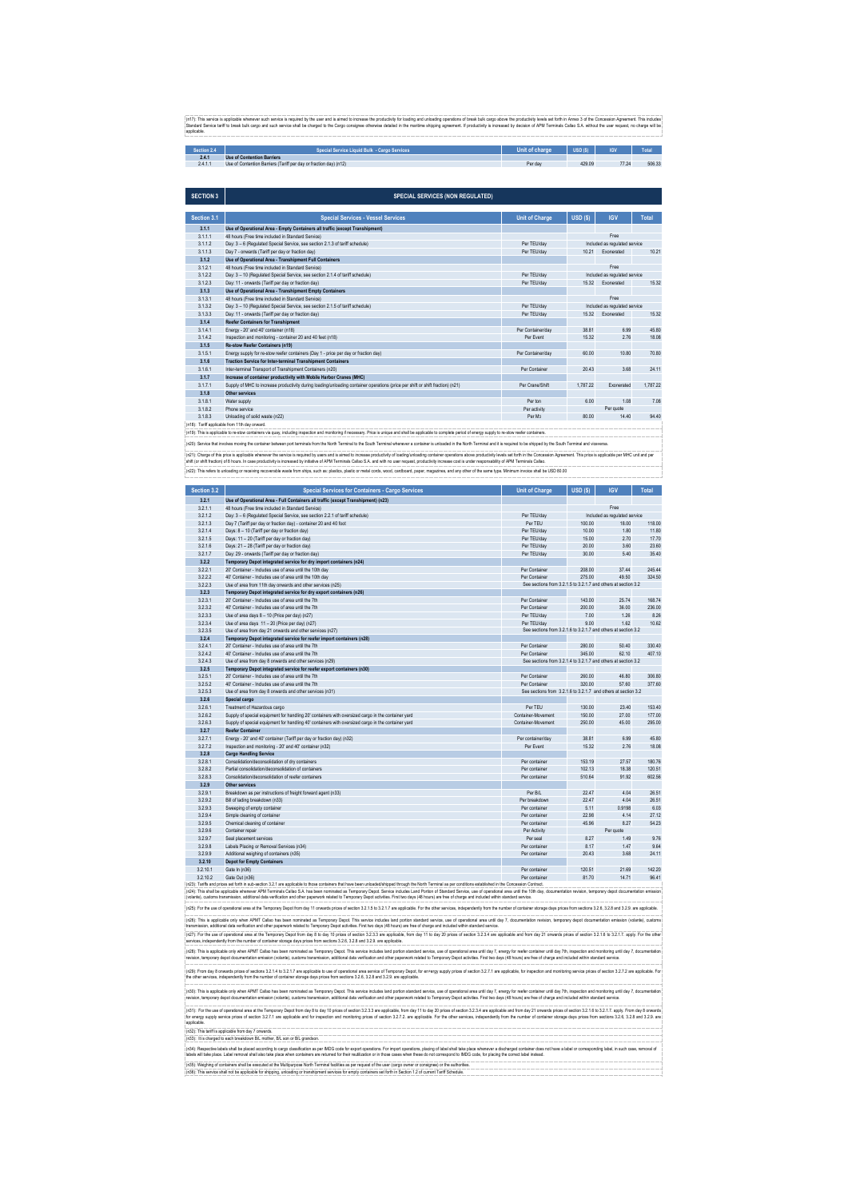(n17): This service is applicable whenever such service is required by the user and is aimed to increase the productivity for loading and unloading operations of break bulk cargo above the productivity levels set forth in Annex 3 of the Concession Agreement. This includes Standard Service tariff to break bulk cargo and such service shall be charged to the Cargo consignee otherwise detailed in the maritime shipping agreement. If productivity is increased by decision of APM Terminals Callao S.A. without the user request, no charge will be applicable.

| Section 2.4 | Special Service Liquid Bulk - Cargo Services | Unit of charge | USD ($) | IGV | Total |
|---|---|---|---|---|---|
| 2.4.1 | Use of Contention Barriers | | | | |
| 2.4.1.1 | Use of Contention Barriers (Tariff per day or fraction day) (n12) | Per day | 429.09 | 77.24 | 506.33 |

## SECTION 3 SPECIAL SERVICES (NON REGULATED)

| Section 3.1 | Special Services - Vessel Services | Unit of Charge | USD ($) | IGV | Total |
|---|---|---|---|---|---|
| 3.1.1 | Use of Operational Area - Empty Containers all traffic (except Transhipment) | | | | |
| 3.1.1.1 | 48 hours (Free time included in Standard Service) | | Free | | |
| 3.1.1.2 | Day: 3 – 6 (Regulated Special Service, see section 2.1.3 of tariff schedule) | Per TEU/day | Included as regulated service | | |
| 3.1.1.3 | Day 7 - onwards (Tariff per day or fraction day) | Per TEU/day | 10.21 | Exonerated | 10.21 |
| 3.1.2 | Use of Operational Area - Transhipment Full Containers | | | | |
| 3.1.2.1 | 48 hours (Free time included in Standard Service) | | Free | | |
| 3.1.2.2 | Day: 3 – 10 (Regulated Special Service, see section 2.1.4 of tariff schedule) | Per TEU/day | Included as regulated service | | |
| 3.1.2.3 | Day: 11 - onwards (Tariff per day or fraction day) | Per TEU/day | 15.32 | Exonerated | 15.32 |
| 3.1.3 | Use of Operational Area - Transhipment Empty Containers | | | | |
| 3.1.3.1 | 48 hours (Free time included in Standard Service) | | Free | | |
| 3.1.3.2 | Day: 3 – 10 (Regulated Special Service, see section 2.1.5 of tariff schedule) | Per TEU/day | Included as regulated service | | |
| 3.1.3.3 | Day: 11 - onwards (Tariff per day or fraction day) | Per TEU/day | 15.32 | Exonerated | 15.32 |
| 3.1.4 | Reefer Containers for Transhipment | | | | |
| 3.1.4.1 | Energy - 20' and 40' container (n18) | Per Container/day | 38.81 | 6.99 | 45.80 |
| 3.1.4.2 | Inspection and monitoring - container 20 and 40 feet (n18) | Per Event | 15.32 | 2.76 | 18.08 |
| 3.1.5 | Re-stow Reefer Containers (n19) | | | | |
| 3.1.5.1 | Energy supply for re-stow reefer containers (Day 1 - price per day or fraction day) | Per Container/day | 60.00 | 10.80 | 70.80 |
| 3.1.6 | Traction Service for Inter-terminal Transhipment Containers | | | | |
| 3.1.6.1 | Inter-terminal Transport of Transhipment Containers (n20) | Per Container | 20.43 | 3.68 | 24.11 |
| 3.1.7 | Increase of container productivity with Mobile Harbor Cranes (MHC) | | | | |
| 3.1.7.1 | Supply of MHC to increase productivity during loading/unloading container operations (price per shift or shift fraction) (n21) | Per Crane/Shift | 1,787.22 | Exonerated | 1,787.22 |
| 3.1.8 | Other services | | | | |
| 3.1.8.1 | Water supply | Per ton | 6.00 | 1.08 | 7.08 |
| 3.1.8.2 | Phone service | Per activity | Per quote | | |
| 3.1.8.3 | Unloading of solid waste (n22) | Per M3 | 80.00 | 14.40 | 94.40 |

(n18): Tariff applicable from 11th day onward.

(n19): This is applicable to re-stow containers via quay, including inspection and monitoring if necessary. Price is unique and shall be applicable to complete period of energy supply to re-stow reefer containers.

(n20): Service that involves moving the container between port terminals from the North Terminal to the South Terminal whenever a container is unloaded in the North Terminal and it is required to be shipped by the South Terminal and viceversa.

(n21): Charge of this price is applicable whenever the service is required by users and is aimed to increase productivity of loading/unloading container operations above productivity levels set forth in the Concession Agreement. This price is applicable per MHC unit and per shift (or shift fraction) of 8 hours. In case productivity is increased by initiative of APM Terminals Callao S.A. and with no user request, productivity increase cost is under responsability of APM Terminals Callao.

(n22): This refers to unloading or receiving recoverable waste from ships, such as: plastics, plastic or metal cords, wood, cardboard, paper, magazines, and any other of the same type. Minimum invoice shall be USD 80.00

| Section 3.2 | Special Services for Containers - Cargo Services | Unit of Charge | USD ($) | IGV | Total |
|---|---|---|---|---|---|
| 3.2.1 | Use of Operational Area - Full Containers all traffic (except Transhipment) (n23) | | | | |
| 3.2.1.1 | 48 hours (Free time included in Standard Service) | | Free | | |
| 3.2.1.2 | Day: 3 – 6 (Regulated Special Service, see section 2.2.1 of tariff schedule) | Per TEU/day | Included as regulated service | | |
| 3.2.1.3 | Day 7 (Tariff per day or fraction day) - container 20 and 40 foot | Per TEU | 100.00 | 18.00 | 118.00 |
| 3.2.1.4 | Days: 8 – 10 (Tariff per day or fraction day) | Per TEU/day | 10.00 | 1.80 | 11.80 |
| 3.2.1.5 | Days: 11 – 20 (Tariff per day or fraction day) | Per TEU/day | 15.00 | 2.70 | 17.70 |
| 3.2.1.6 | Days: 21 – 28 (Tariff per day or fraction day) | Per TEU/day | 20.00 | 3.60 | 23.60 |
| 3.2.1.7 | Day: 29 - onwards (Tariff per day or fraction day) | Per TEU/day | 30.00 | 5.40 | 35.40 |
| 3.2.2 | Temporary Depot integrated service for dry import containers (n24) | | | | |
| 3.2.2.1 | 20' Container - Includes use of area until the 10th day | Per Container | 208.00 | 37.44 | 245.44 |
| 3.2.2.2 | 40' Container - Includes use of area until the 10th day | Per Container | 275.00 | 49.50 | 324.50 |
| 3.2.2.3 | Use of area from 11th day onwards and other services (n25) | | See sections from 3.2.1.5 to 3.2.1.7 and others at section 3.2 | | |
| 3.2.3 | Temporary Depot integrated service for dry export containers (n26) | | | | |
| 3.2.3.1 | 20' Container - Includes use of area until the 7th | Per Container | 143.00 | 25.74 | 168.74 |
| 3.2.3.2 | 40' Container - Includes use of area until the 7th | Per Container | 200.00 | 36.00 | 236.00 |
| 3.2.3.3 | Use of area days 8 – 10 (Price per day) (n27) | Per TEU/day | 7.00 | 1.26 | 8.26 |
| 3.2.3.4 | Use of area days 11 – 20 (Price per day) (n27) | Per TEU/day | 9.00 | 1.62 | 10.62 |
| 3.2.3.5 | Use of area from day 21 onwards and other services (n27) | | See sections from 3.2.1.6 to 3.2.1.7 and others at section 3.2 | | |
| 3.2.4 | Temporary Depot integrated service for reefer import containers (n28) | | | | |
| 3.2.4.1 | 20' Container - Includes use of area until the 7th | Per Container | 280.00 | 50.40 | 330.40 |
| 3.2.4.2 | 40' Container - Includes use of area until the 7th | Per Container | 345.00 | 62.10 | 407.10 |
| 3.2.4.3 | Use of area from day 8 onwards and other services (n29) | | See sections from 3.2.1.4 to 3.2.1.7 and others at section 3.2 | | |
| 3.2.5 | Temporary Depot integrated service for reefer export containers (n30) | | | | |
| 3.2.5.1 | 20' Container - Includes use of area until the 7th | Per Container | 260.00 | 46.80 | 306.80 |
| 3.2.5.2 | 40' Container - Includes use of area until the 7th | Per Container | 320.00 | 57.60 | 377.60 |
| 3.2.5.3 | Use of area from day 8 onwards and other services (n31) | | See sections from 3.2.1.6 to 3.2.1.7 and others at section 3.2 | | |
| 3.2.6 | Special cargo | | | | |
| 3.2.6.1 | Treatment of Hazardous cargo | Per TEU | 130.00 | 23.40 | 153.40 |
| 3.2.6.2 | Supply of special equipment for handling 20' containers with oversized cargo in the container yard | Container-Movement | 150.00 | 27.00 | 177.00 |
| 3.2.6.3 | Supply of special equipment for handling 40' containers with oversized cargo in the container yard | Container-Movement | 250.00 | 45.00 | 295.00 |
| 3.2.7 | Reefer Container | | | | |
| 3.2.7.1 | Energy - 20' and 40' container (Tariff per day or fraction day) (n32) | Per container/day | 38.81 | 6.99 | 45.80 |
| 3.2.7.2 | Inspection and monitoring - 20' and 40' container (n32) | Per Event | 15.32 | 2.76 | 18.08 |
| 3.2.8 | Cargo Handling Service | | | | |
| 3.2.8.1 | Consolidation/deconsolidation of dry containers | Per container | 153.19 | 27.57 | 180.76 |
| 3.2.8.2 | Partial consolidation/deconsolidation of containers | Per container | 102.13 | 18.38 | 120.51 |
| 3.2.8.3 | Consolidation/deconsolidation of reefer containers | Per container | 510.64 | 91.92 | 602.56 |
| 3.2.9 | Other services | | | | |
| 3.2.9.1 | Breakdown as per instructions of freight forward agent (n33) | Per B/L | 22.47 | 4.04 | 26.51 |
| 3.2.9.2 | Bill of lading breakdown (n33) | Per breakdown | 22.47 | 4.04 | 26.51 |
| 3.2.9.3 | Sweeping of empty container | Per container | 5.11 | 0.9198 | 6.03 |
| 3.2.9.4 | Simple cleaning of container | Per container | 22.98 | 4.14 | 27.12 |
| 3.2.9.5 | Chemical cleaning of container | Per container | 45.96 | 8.27 | 54.23 |
| 3.2.9.6 | Container repair | Per Activity | Per quote | | |
| 3.2.9.7 | Seal placement services | Per seal | 8.27 | 1.49 | 9.76 |
| 3.2.9.8 | Labels Placing or Removal Services (n34) | Per container | 8.17 | 1.47 | 9.64 |
| 3.2.9.9 | Additional weighing of containers (n35) | Per container | 20.43 | 3.68 | 24.11 |
| 3.2.10 | Depot for Empty Containers | | | | |
| 3.2.10.1 | Gate In (n36) | Per container | 120.51 | 21.69 | 142.20 |
| 3.2.10.2 | Gate Out (n36) | Per container | 81.70 | 14.71 | 96.41 |

(n23): Tariffs and prices set forth in sub-section 3.2.1 are applicable to those containers that have been unloaded/shipped through the North Terminal as per conditions established in the Concession Contract.

(n24): This shall be applicable whenever APM Terminals Callao S.A. has been nominated as Temporary Depot. Service includes Land Portion of Standard Service, use of operational area until the 10th day, documentation revision, temporary depot documentation emission (volante), customs transmission, additional data verification and other paperwork related to Temporary Depot activities. First two days (48 hours) are free of charge and included within standard service.

(n25): For the use of operational area at the Temporary Depot from day 11 onwards prices of section 3.2.1.5 to 3.2.1.7 are applicable. For the other services, independently from the number of container storage days prices from sections 3.2.6, 3.2.8 and 3.2.9. are applicable.

(n26): This is applicable only when APMT Callao has been nominated as Temporary Depot. This service includes land portion standard service, use of operational area until day 7, documentation revision, temporary depot documentation emission (volante), customs transmission, additional data verification and other paperwork related to Temporary Depot activities. First two days (48 hours) are free of charge and included within standard service.

(n27): For the use of operational area at the Temporary Depot from day 8 to day 10 prices of section 3.2.3.3 are applicable, from day 11 to day 20 prices of section 3.2.3.4 are applicable from day 21 onwards prices of section 3.2.1.6 to 3.2.1.7. apply. For the other services, independently from the number of container storage days prices from sections 3.2.6, 3.2.8 and 3.2.9. are applicable.

(n28): This is applicable only when APMT Callao has been nominated as Temporary Depot. This service includes land portion standard service, use of operational area until day 7, energy for reefer container until day 7th, inspection and monitoring until day 7, documentation revision, temporary depot documentation emission (volante), customs transmission, additional data verification and other paperwork related to Temporary Depot activities. First two days (48 hours) are free of charge and included within standard service.

(n29): From day 8 onwards prices of sections 3.2.1.4 to 3.2.1.7 are applicable to use of operational area service of Temporary Depot, for energy supply prices of section 3.2.7.1 are applicable, for inspection and monitoring service prices of section 3.2.7.2 are applicable. For the other services, independently from the number of container storage days prices from sections 3.2.6, 3.2.8 and 3.2.9. are applicable.

(n30): This is applicable only when APMT Callao has been nominated as Temporary Depot. This service includes land portion standard service, use of operational area until day 7, energy for reefer container until day 7th, inspection and monitoring until day 7, documentation revision, temporary depot documentation emission (volante), customs transmission, additional data verification and other paperwork related to Temporary Depot activities. First two days (48 hours) are free of charge and included within standard service.

(n31): For the use of operational area at the Temporary Depot from day 8 to day 10 prices of section 3.2.3.3 are applicable, from day 11 to day 20 prices of section 3.2.3.4 are applicable and from day 21 onwards prices of section 3.2.1.6 to 3.2.1.7. apply. From day 8 onwards for energy supply service prices of section 3.2.7.1 are applicable and for inspection and monitoring prices of section 3.2.7.2. are applicable. For the other services, independently from the number of container storage days prices from sections 3.2.6, 3.2.8 and 3.2.9. are applicable.

(n32): This tariff is applicable from day 7 onwards.

(n33): It is charged to each breakdown B/L mother, B/L son or B/L grandson.

(n34): Respective labels shall be placed according to cargo classification as per IMDG code for export operations. For import operations, placing of label shall take place whenever a discharged container does not have a label or corresponding label, in such case, removal of labels will take place. Label removal shall also take place when containers are returned for their reutilization or in those cases when these do not correspond to IMDG code, for placing the correct label instead.

(n35): Weighing of containers shall be executed at the Multipurpose North Terminal facilities as per request of the user (cargo owner or consignee) or the authorities.

(n36): This service shall not be applicable for shipping, unloading or transhipment services for empty containers set forth in Section 1.2 of current Tariff Schedule.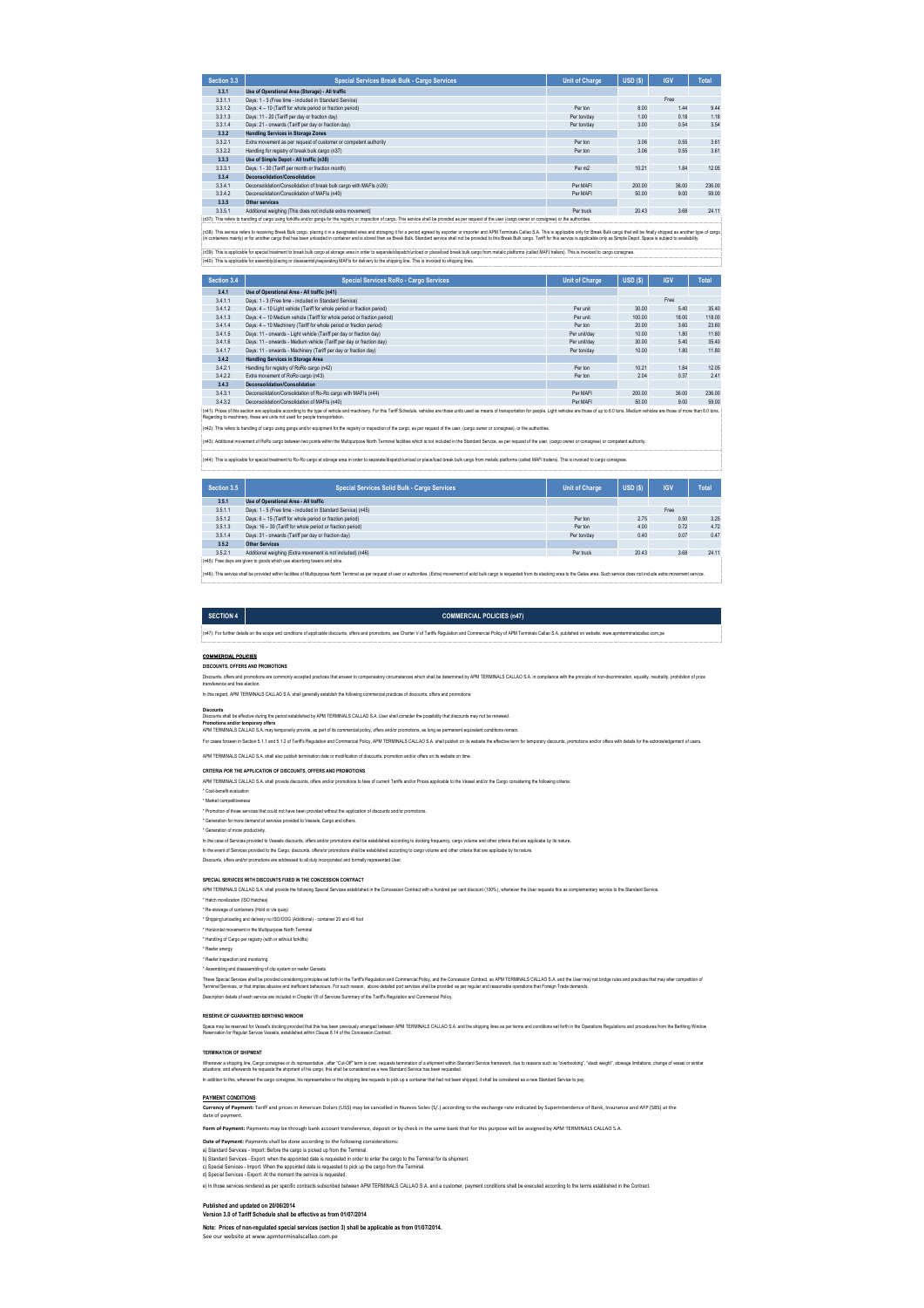| Section 3.3 | Special Services Break Bulk - Cargo Services | Unit of Charge | USD ($) | IGV | Total |
|---|---|---|---|---|---|
| 3.3.1 | Use of Operational Area (Storage) - All traffic | | | | |
| 3.3.1.1 | Days: 1 - 3 (Free time - included in Standard Service) | | | Free | |
| 3.3.1.2 | Days: 4 – 10 (Tariff for whole period or fraction period) | Per ton | 8.00 | 1.44 | 9.44 |
| 3.3.1.3 | Days: 11 - 20 (Tariff per day or fraction day) | Per ton/day | 1.00 | 0.18 | 1.18 |
| 3.3.1.4 | Days: 21 - onwards (Tariff per day or fraction day) | Per ton/day | 3.00 | 0.54 | 3.54 |
| 3.3.2 | Handling Services in Storage Zones | | | | |
| 3.3.2.1 | Extra movement as per request of customer or competent authority | Per ton | 3.06 | 0.55 | 3.61 |
| 3.3.2.2 | Handling for registry of break bulk cargo (n37) | Per ton | 3.06 | 0.55 | 3.61 |
| 3.3.3 | Use of Simple Depot - All traffic (n38) | | | | |
| 3.3.3.1 | Days: 1 - 30 (Tariff per month or fraction month) | Per m2 | 10.21 | 1.84 | 12.05 |
| 3.3.4 | Deconsolidation/Consolidation | | | | |
| 3.3.4.1 | Deconsolidation/Consolidation of break bulk cargo with MAFIs (n39) | Per MAFI | 200.00 | 36.00 | 236.00 |
| 3.3.4.2 | Deconsolidation/Consolidation of MAFIs (n40) | Per MAFI | 50.00 | 9.00 | 59.00 |
| 3.3.5 | Other services | | | | |
| 3.3.5.1 | Additional weighing (This does not include extra movement) | Per truck | 20.43 | 3.68 | 24.11 |

(n37): This refers to handling of cargo using forklifts and/or gangs for the registry or inspection of cargo. This service shall be provided as per request of the user (cargo owner or consignee) or the authorities.

(n38): This service refers to receiving Break Bulk cargo, placing it in a designated area and storaging it for a period agreed by exporter or importer and APM Terminals Callao S.A. This is applicable only for Break Bulk cargo that will be finally shipped as another type of cargo (in containers mainly) or for another cargo that has been unloaded in container and is stored then as Break Bulk. Standard service shall not be provided to this Break Bulk cargo. Tariff for this service is applicable only as Simple Depot. Space is subject to availability.

(n39): This is applicable for special treatment to break bulk cargo at storage area in order to separate/dispatch/unload or place/load break bulk cargo from metalic platforms (called MAFI trailers). This is invoiced to cargo consignee.

(n40): This is applicable for assembly/placing or disassembly/separating MAFIs for delivery to the shipping line. This is invoiced to shipping lines.

| Section 3.4 | Special Services RoRo - Cargo Services | Unit of Charge | USD ($) | IGV | Total |
|---|---|---|---|---|---|
| 3.4.1 | Use of Operational Area - All traffic (n41) | | | | |
| 3.4.1.1 | Days: 1 - 3 (Free time - included in Standard Service) | | | Free | |
| 3.4.1.2 | Days: 4 – 10 Light vehicle (Tariff for whole period or fraction period) | Per unit | 30.00 | 5.40 | 35.40 |
| 3.4.1.3 | Days: 4 – 10 Medium vehicle (Tariff for whole period or fraction period) | Per unit | 100.00 | 18.00 | 118.00 |
| 3.4.1.4 | Days: 4 – 10 Machinery (Tariff for whole period or fraction period) | Per ton | 20.00 | 3.60 | 23.60 |
| 3.4.1.5 | Days: 11 - onwards - Light vehicle (Tariff per day or fraction day) | Per unit/day | 10.00 | 1.80 | 11.80 |
| 3.4.1.6 | Days: 11 - onwards - Medium vehicle (Tariff per day or fraction day) | Per unit/day | 30.00 | 5.40 | 35.40 |
| 3.4.1.7 | Days: 11 - onwards - Machinery (Tariff per day or fraction day) | Per ton/day | 10.00 | 1.80 | 11.80 |
| 3.4.2 | Handling Services in Storage Area | | | | |
| 3.4.2.1 | Handling for registry of RoRo cargo (n42) | Per ton | 10.21 | 1.84 | 12.05 |
| 3.4.2.2 | Extra movement of RoRo cargo (n43) | Per ton | 2.04 | 0.37 | 2.41 |
| 3.4.3 | Deconsolidation/Consolidation | | | | |
| 3.4.3.1 | Deconsolidation/Consolidation of Ro-Ro cargo with MAFIs (n44) | Per MAFI | 200.00 | 36.00 | 236.00 |
| 3.4.3.2 | Deconsolidation/Consolidation of MAFIs (n40) | Per MAFI | 50.00 | 9.00 | 59.00 |

(n41): Prices of this section are applicable according to the type of vehicle and machinery. For this Tariff Schedule, vehicles are those units used as means of transportation for people. Light vehicles are those of up to 6.0 tons. Medium vehicles are those of more than 6.0 tons. Regarding to machinery, these are units not used for people transportation.

(n42): This refers to handling of cargo using gangs and/or equipment for the registry or inspection of the cargo, as per request of the user, (cargo owner or consignee), or the authorities.

(n43): Additional movement of RoRo cargo between two points within the Multipurpose North Terminal facilities which is not included in the Standard Service, as per request of the user, (cargo owner or consignee) or competent authority.

(n44): This is applicable for special treatment to Ro-Ro cargo at storage area in order to separate/dispatch/unload or place/load break bulk cargo from metalic platforms (called MAFI trailers). This is invoiced to cargo consignee.

| Section 3.5 | Special Services Solid Bulk - Cargo Services | Unit of Charge | USD ($) | IGV | Total |
|---|---|---|---|---|---|
| 3.5.1 | Use of Operational Area - All traffic | | | | |
| 3.5.1.1 | Days: 1 - 5 (Free time - included in Standard Service) (n45) | | | Free | |
| 3.5.1.2 | Days: 6 – 15 (Tariff for whole period or fraction period) | Per ton | 2.75 | 0.50 | 3.25 |
| 3.5.1.3 | Days: 16 – 30 (Tariff for whole period or fraction period) | Per ton | 4.00 | 0.72 | 4.72 |
| 3.5.1.4 | Days: 31 - onwards (Tariff per day or fraction day) | Per ton/day | 0.40 | 0.07 | 0.47 |
| 3.5.2 | Other Services | | | | |
| 3.5.2.1 | Additional weighing (Extra movement is not included) (n46) | Per truck | 20.43 | 3.68 | 24.11 |

(n45): Free days are given to goods which use absorbing towers and silos.

(n46): This service shall be provided within facilities of Multipurpose North Terminal as per request of user or authorities. (Extra) movement of solid bulk cargo is requested from its stacking area to the Gates area. Such service does not include extra movement service.

## SECTION 4 — COMMERCIAL POLICIES (n47)

(n47): For further details on the scope and conditions of applicable discounts, offers and promotions, see Charter V of Tariffs Regulation and Commercial Policy of APM Terminals Callao S.A. published on website: www.apmterminalscallao.com.pe

### COMMERCIAL POLICIES

**DISCOUNTS, OFFERS AND PROMOTIONS**

Discounts, offers and promotions are commonly accepted practices that answer to compensatory circumstances which shall be determined by APM TERMINALS CALLAO S.A. in compliance with the principle of non-discrimination, equality, neutrality, prohibition of price transference and free election.

In this regard, APM TERMINALS CALLAO S.A. shall generally establish the following commercial practices of discounts, offers and promotions:

**Discounts**
Discounts shall be effective during the period established by APM TERMINALS CALLAO S.A. User shall consider the possibility that discounts may not be renewed.
**Promotions and/or temporary offers**
APM TERMINALS CALLAO S.A. may temporarily provide, as part of its commercial policy, offers and/or promotions, as long as permanent equivalent conditions remain.

For cases foreseen in Section 5.1.1 and 5.1.2 of Tariffs Regulation and Commercial Policy, APM TERMINALS CALLAO S.A. shall publish on its website the effective term for temporary discounts, promotions and/or offers with details for the acknowledgement of users.

APM TERMINALS CALLAO S.A. shall also publish termination date or modification of discounts, promotion and/or offers on its website on time.

**CRITERIA FOR THE APPLICATION OF DISCOUNTS, OFFERS AND PROMOTIONS**

APM TERMINALS CALLAO S.A. shall provide discounts, offers and/or promotions to fees of current Tariffs and/or Prices applicable to the Vessel and/or the Cargo considering the following criteria:

* Cost-benefit evaluation
* Market competitiveness
* Promotion of those services that could not have been provided without the application of discounts and/or promotions.
* Generation for more demand of services provided to Vessels, Cargo and others.
* Generation of more productivity.

In the case of Services provided to Vessels discounts, offers and/or promotions shall be established according to docking frequency, cargo volume and other criteria that are applicable by its nature.
In the event of Services provided to the Cargo, discounts, offers/or promotions shall be established according to cargo volume and other criteria that are applicable by its nature.
Discounts, offers and/or promotions are addressed to all duly incorporated and formally represented User.

**SPECIAL SERVICES WITH DISCOUNTS FIXED IN THE CONCESSION CONTRACT**

APM TERMINALS CALLAO S.A. shall provide the following Special Services established in the Concession Contract with a hundred per cent discount (100%), whenever the User requests this as complementary service to the Standard Service.

* Hatch movilization (ISO Hatches)
* Re-stowage of containers (Hold or via quay)
* Shipping/unloading and delivery no ISO/OOG (Additional) - container 20 and 40 foot
* Horizontal movement in the Multipurpose North Terminal
* Handling of Cargo per registry (with or without forklifts)
* Reefer energy
* Reefer inspection and monitoring
* Assembling and disassembling of clip system on reefer Gensets

These Special Services shall be provided considering principles set forth in the Tariff's Regulation and Commercial Policy, and the Concession Contract, so APM TERMINALS CALLAO S.A. and the User may not bridge rules and practices that may alter competition of Terminal Services, or that implies abusive and inefficient behaviours. For such reason, above detailed port services shall be provided as per regular and reasonable operations that Foreign Trade demands.

Description details of each service are included in Chapter VII of Services Summary of the Tariff's Regulation and Commercial Policy.

**RESERVE OF GUARANTEED BERTHING WINDOW**

Space may be reserved for Vessel's docking provided that this has been previously arranged between APM TERMINALS CALLAO S.A. and the shipping lines as per terms and conditions set forth in the Operations Regulations and procedures from the Berthing Window Reservation for Regular Service Vessels, established within Clause 8.14 of the Concession Contract.

**TERMINATION OF SHIPMENT**

Whenever a shipping line, Cargo consignee or its representative , after "Cut-Off" term is over, requests termination of a shipment within Standard Service framework, due to reasons such as "overbooking", "stack weight", stowage limitations, change of vessel or similar situations; and afterwards he requests the shipment of his cargo; this shall be considered as a new Standard Service has been requested.

In addition to this, whenever the cargo consignee, his representative or the shipping line requests to pick up a container that had not been shipped, it shall be considered as a new Standard Service to pay.

### PAYMENT CONDITIONS

**Currency of Payment:** Tariff and prices in American Dolars (US$) may be cancelled in Nuevos Soles (S/.) according to the exchange rate indicated by Superintendence of Bank, Insurance and AFP (SBS) at the date of payment.

**Form of Payment:** Payments may be through bank account transference, deposit or by check in the same bank that for this purpose will be assigned by APM TERMINALS CALLAO S.A.

**Date of Payment:** Payments shall be done according to the following considerations:
a) Standard Services - Import: Before the cargo is picked up from the Terminal.
b) Standard Services - Export: when the appointed date is requested in order to enter the cargo to the Terminal for its shipment.
c) Special Services - Import: When the appointed date is requested to pick up the cargo from the Terminal.
d) Special Services - Export: At the moment the service is requested.

e) In those services rendered as per specific contracts subscribed between APM TERMINALS CALLAO S.A. and a customer, payment conditions shall be executed according to the terms established in the Contract.

**Published and updated on 20/06/2014**
**Version 3.0 of Tariff Schedule shall be effective as from 01/07/2014**

**Note: Prices of non-regulated special services (section 3) shall be applicable as from 01/07/2014.**
See our website at www.apmterminalscallao.com.pe